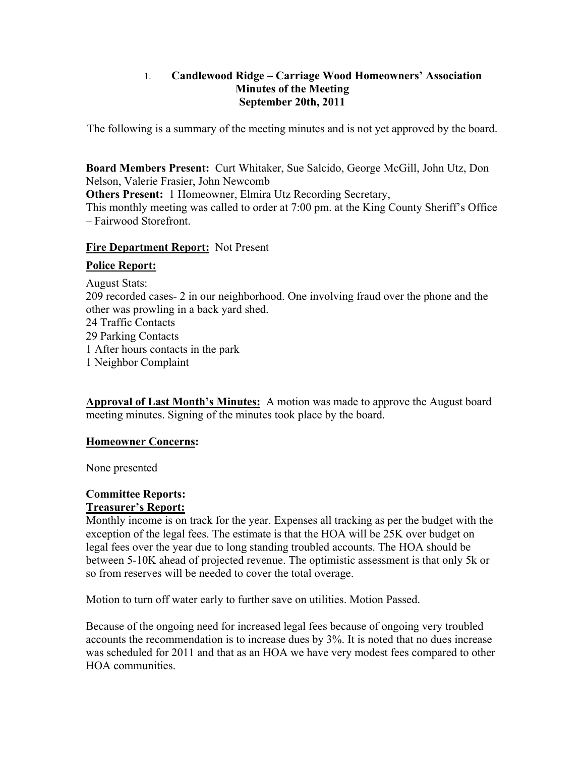1. **Candlewood Ridge – Carriage Wood Homeowners' Association Minutes of the Meeting September 20th, 2011**

The following is a summary of the meeting minutes and is not yet approved by the board.

**Board Members Present:** Curt Whitaker, Sue Salcido, George McGill, John Utz, Don Nelson, Valerie Frasier, John Newcomb
**Others Present:** 1 Homeowner, Elmira Utz Recording Secretary,
This monthly meeting was called to order at 7:00 pm. at the King County Sheriff's Office – Fairwood Storefront.

**Fire Department Report:** Not Present

**Police Report:**

August Stats:
209 recorded cases- 2 in our neighborhood. One involving fraud over the phone and the other was prowling in a back yard shed.
24 Traffic Contacts
29 Parking Contacts
1 After hours contacts in the park
1 Neighbor Complaint

**Approval of Last Month's Minutes:** A motion was made to approve the August board meeting minutes. Signing of the minutes took place by the board.

**Homeowner Concerns:**

None presented

**Committee Reports:**
**Treasurer's Report:**
Monthly income is on track for the year. Expenses all tracking as per the budget with the exception of the legal fees. The estimate is that the HOA will be 25K over budget on legal fees over the year due to long standing troubled accounts. The HOA should be between 5-10K ahead of projected revenue. The optimistic assessment is that only 5k or so from reserves will be needed to cover the total overage.

Motion to turn off water early to further save on utilities. Motion Passed.

Because of the ongoing need for increased legal fees because of ongoing very troubled accounts the recommendation is to increase dues by 3%. It is noted that no dues increase was scheduled for 2011 and that as an HOA we have very modest fees compared to other HOA communities.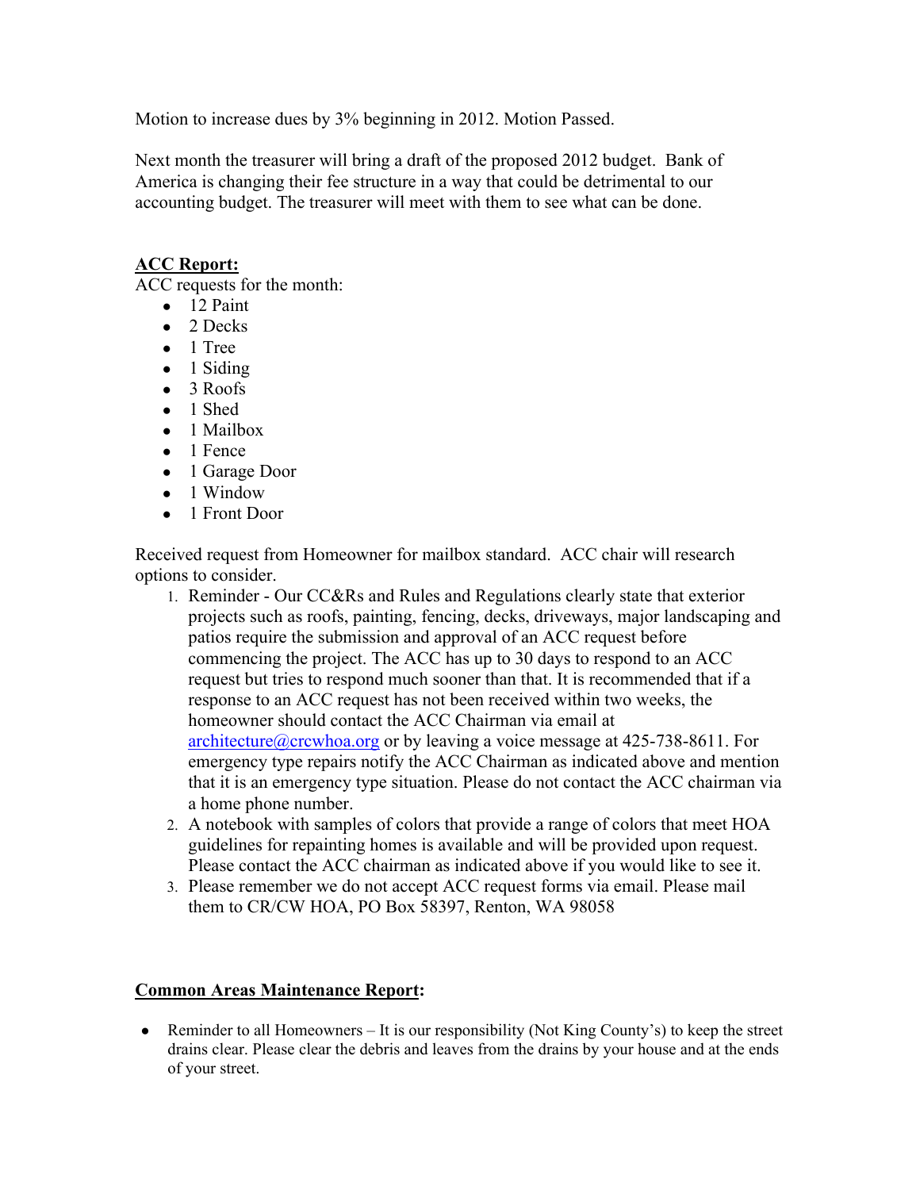Motion to increase dues by 3% beginning in 2012. Motion Passed.

Next month the treasurer will bring a draft of the proposed 2012 budget. Bank of America is changing their fee structure in a way that could be detrimental to our accounting budget. The treasurer will meet with them to see what can be done.

**ACC Report:**

ACC requests for the month:

- 12 Paint
- 2 Decks
- 1 Tree
- 1 Siding
- 3 Roofs
- 1 Shed
- 1 Mailbox
- 1 Fence
- 1 Garage Door
- 1 Window
- 1 Front Door

Received request from Homeowner for mailbox standard. ACC chair will research options to consider.

1. Reminder - Our CC&Rs and Rules and Regulations clearly state that exterior projects such as roofs, painting, fencing, decks, driveways, major landscaping and patios require the submission and approval of an ACC request before commencing the project. The ACC has up to 30 days to respond to an ACC request but tries to respond much sooner than that. It is recommended that if a response to an ACC request has not been received within two weeks, the homeowner should contact the ACC Chairman via email at architecture@crcwhoa.org or by leaving a voice message at 425-738-8611. For emergency type repairs notify the ACC Chairman as indicated above and mention that it is an emergency type situation. Please do not contact the ACC chairman via a home phone number.
2. A notebook with samples of colors that provide a range of colors that meet HOA guidelines for repainting homes is available and will be provided upon request. Please contact the ACC chairman as indicated above if you would like to see it.
3. Please remember we do not accept ACC request forms via email. Please mail them to CR/CW HOA, PO Box 58397, Renton, WA 98058

**Common Areas Maintenance Report:**

- Reminder to all Homeowners – It is our responsibility (Not King County's) to keep the street drains clear. Please clear the debris and leaves from the drains by your house and at the ends of your street.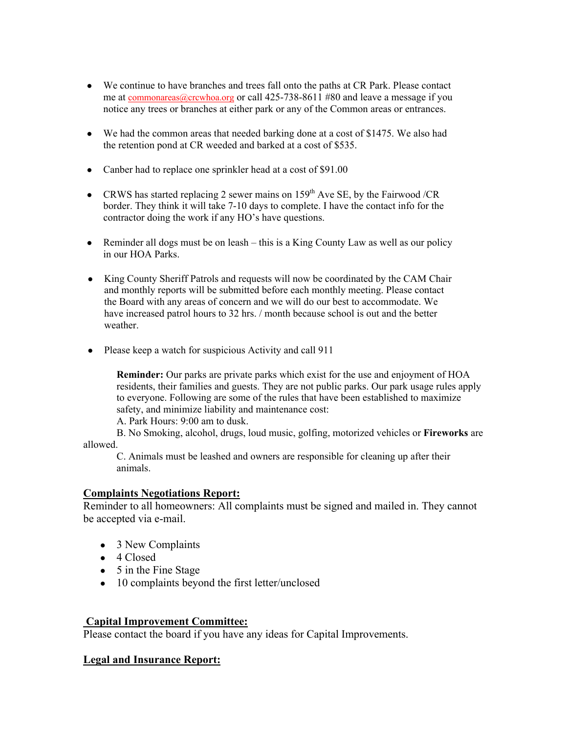- We continue to have branches and trees fall onto the paths at CR Park. Please contact me at commonareas@crcwhoa.org or call 425-738-8611 #80 and leave a message if you notice any trees or branches at either park or any of the Common areas or entrances.

- We had the common areas that needed barking done at a cost of $1475. We also had the retention pond at CR weeded and barked at a cost of $535.

- Canber had to replace one sprinkler head at a cost of $91.00

- CRWS has started replacing 2 sewer mains on 159th Ave SE, by the Fairwood /CR border. They think it will take 7-10 days to complete. I have the contact info for the contractor doing the work if any HO's have questions.

- Reminder all dogs must be on leash – this is a King County Law as well as our policy in our HOA Parks.

- King County Sheriff Patrols and requests will now be coordinated by the CAM Chair and monthly reports will be submitted before each monthly meeting. Please contact the Board with any areas of concern and we will do our best to accommodate. We have increased patrol hours to 32 hrs. / month because school is out and the better weather.

- Please keep a watch for suspicious Activity and call 911

**Reminder:** Our parks are private parks which exist for the use and enjoyment of HOA residents, their families and guests. They are not public parks. Our park usage rules apply to everyone. Following are some of the rules that have been established to maximize safety, and minimize liability and maintenance cost:

A. Park Hours: 9:00 am to dusk.

B. No Smoking, alcohol, drugs, loud music, golfing, motorized vehicles or **Fireworks** are allowed.

C. Animals must be leashed and owners are responsible for cleaning up after their animals.

## Complaints Negotiations Report:

Reminder to all homeowners: All complaints must be signed and mailed in. They cannot be accepted via e-mail.

- 3 New Complaints
- 4 Closed
- 5 in the Fine Stage
- 10 complaints beyond the first letter/unclosed

## Capital Improvement Committee:

Please contact the board if you have any ideas for Capital Improvements.

## Legal and Insurance Report: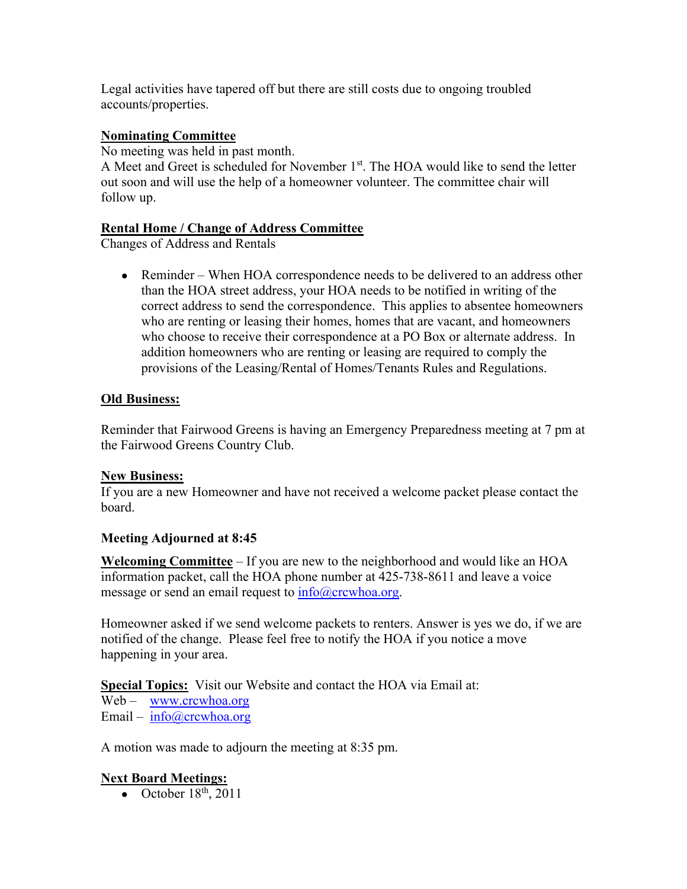Legal activities have tapered off but there are still costs due to ongoing troubled accounts/properties.

**Nominating Committee**

No meeting was held in past month.

A Meet and Greet is scheduled for November 1st. The HOA would like to send the letter out soon and will use the help of a homeowner volunteer. The committee chair will follow up.

**Rental Home / Change of Address Committee**

Changes of Address and Rentals

- Reminder – When HOA correspondence needs to be delivered to an address other than the HOA street address, your HOA needs to be notified in writing of the correct address to send the correspondence. This applies to absentee homeowners who are renting or leasing their homes, homes that are vacant, and homeowners who choose to receive their correspondence at a PO Box or alternate address. In addition homeowners who are renting or leasing are required to comply the provisions of the Leasing/Rental of Homes/Tenants Rules and Regulations.

**Old Business:**

Reminder that Fairwood Greens is having an Emergency Preparedness meeting at 7 pm at the Fairwood Greens Country Club.

**New Business:**

If you are a new Homeowner and have not received a welcome packet please contact the board.

**Meeting Adjourned at 8:45**

**Welcoming Committee** – If you are new to the neighborhood and would like an HOA information packet, call the HOA phone number at 425-738-8611 and leave a voice message or send an email request to info@crcwhoa.org.

Homeowner asked if we send welcome packets to renters. Answer is yes we do, if we are notified of the change. Please feel free to notify the HOA if you notice a move happening in your area.

**Special Topics:** Visit our Website and contact the HOA via Email at:

Web – www.crcwhoa.org

Email – info@crcwhoa.org

A motion was made to adjourn the meeting at 8:35 pm.

**Next Board Meetings:**

- October 18th, 2011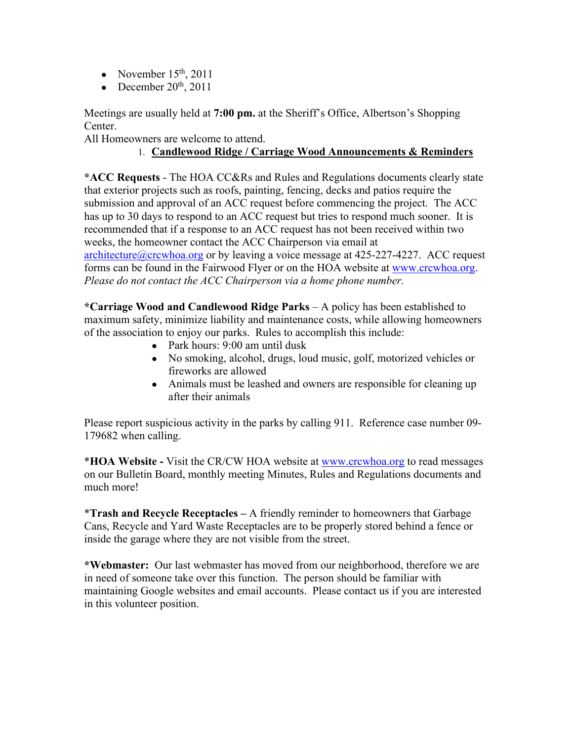- November 15th, 2011
- December 20th, 2011

Meetings are usually held at **7:00 pm.** at the Sheriff's Office, Albertson's Shopping Center.
All Homeowners are welcome to attend.

1. **Candlewood Ridge / Carriage Wood Announcements & Reminders**

***ACC Requests** - The HOA CC&Rs and Rules and Regulations documents clearly state that exterior projects such as roofs, painting, fencing, decks and patios require the submission and approval of an ACC request before commencing the project. The ACC has up to 30 days to respond to an ACC request but tries to respond much sooner. It is recommended that if a response to an ACC request has not been received within two weeks, the homeowner contact the ACC Chairperson via email at architecture@crcwhoa.org or by leaving a voice message at 425-227-4227. ACC request forms can be found in the Fairwood Flyer or on the HOA website at www.crcwhoa.org. *Please do not contact the ACC Chairperson via a home phone number.*

***Carriage Wood and Candlewood Ridge Parks** – A policy has been established to maximum safety, minimize liability and maintenance costs, while allowing homeowners of the association to enjoy our parks. Rules to accomplish this include:

- Park hours: 9:00 am until dusk
- No smoking, alcohol, drugs, loud music, golf, motorized vehicles or fireworks are allowed
- Animals must be leashed and owners are responsible for cleaning up after their animals

Please report suspicious activity in the parks by calling 911. Reference case number 09-179682 when calling.

***HOA Website -** Visit the CR/CW HOA website at www.crcwhoa.org to read messages on our Bulletin Board, monthly meeting Minutes, Rules and Regulations documents and much more!

***Trash and Recycle Receptacles –** A friendly reminder to homeowners that Garbage Cans, Recycle and Yard Waste Receptacles are to be properly stored behind a fence or inside the garage where they are not visible from the street.

***Webmaster:** Our last webmaster has moved from our neighborhood, therefore we are in need of someone take over this function. The person should be familiar with maintaining Google websites and email accounts. Please contact us if you are interested in this volunteer position.